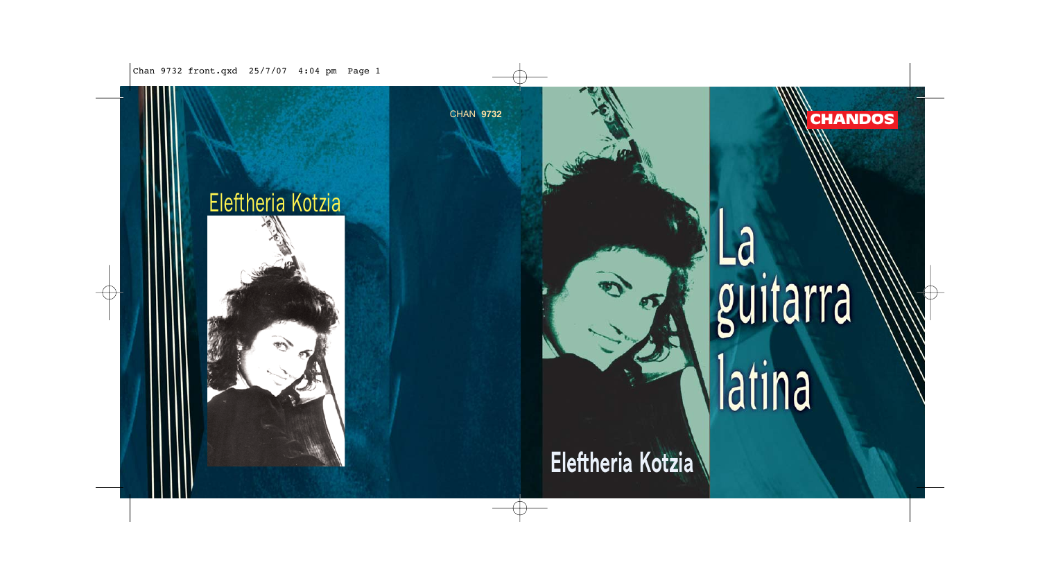CHAN 9732

Eleftheria Kotzia

CHANDOS

# La guitarra latina

Eleftheria Kotzia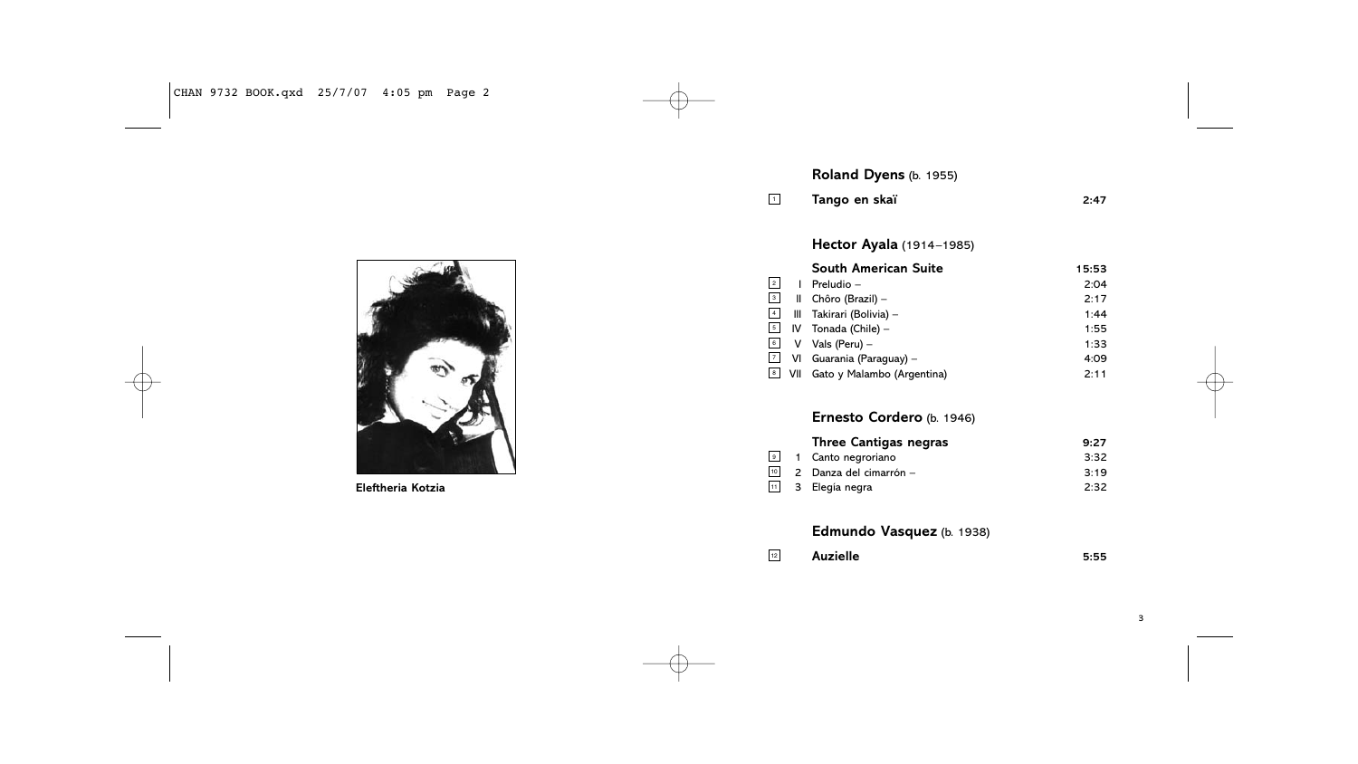Eleftheria Kotzia

## Roland Dyens (b. 1955)

| | | | |
|---|---|---|---|
| 1 | | **Tango en skaï** | 2:47 |

## Hector Ayala (1914–1985)

| | | | |
|---|---|---|---|
| | | **South American Suite** | 15:53 |
| 2 | I | Preludio – | 2:04 |
| 3 | II | Chôro (Brazil) – | 2:17 |
| 4 | III | Takirari (Bolivia) – | 1:44 |
| 5 | IV | Tonada (Chile) – | 1:55 |
| 6 | V | Vals (Peru) – | 1:33 |
| 7 | VI | Guarania (Paraguay) – | 4:09 |
| 8 | VII | Gato y Malambo (Argentina) | 2:11 |

## Ernesto Cordero (b. 1946)

| | | | |
|---|---|---|---|
| | | **Three Cantigas negras** | 9:27 |
| 9 | 1 | Canto negroriano | 3:32 |
| 10 | 2 | Danza del cimarrón – | 3:19 |
| 11 | 3 | Elegía negra | 2:32 |

## Edmundo Vasquez (b. 1938)

| | | | |
|---|---|---|---|
| 12 | | **Auzielle** | 5:55 |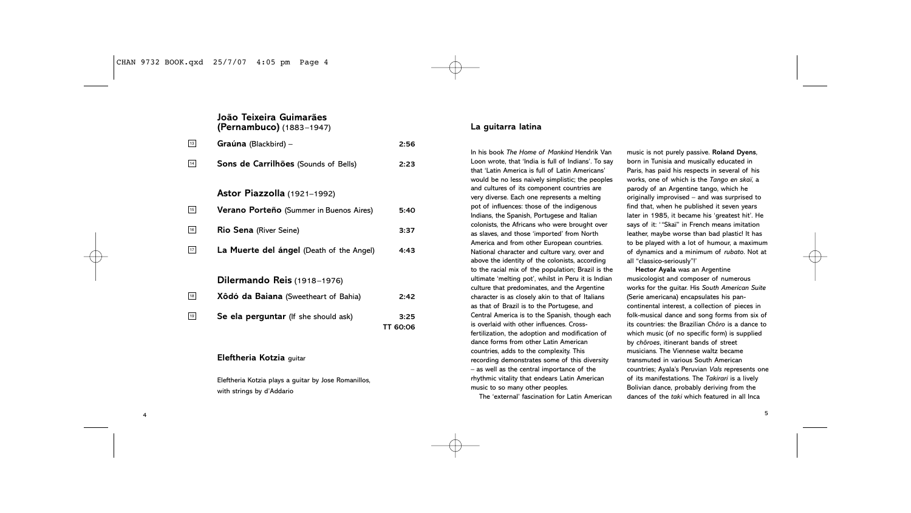## João Teixeira Guimarães (Pernambuco) (1883–1947)

| | | |
|---|---|---|
| 13 | **Graúna** (Blackbird) – | 2:56 |
| 14 | **Sons de Carrilhões** (Sounds of Bells) | 2:23 |

## Astor Piazzolla (1921–1992)

| | | |
|---|---|---|
| 15 | **Verano Porteño** (Summer in Buenos Aires) | 5:40 |
| 16 | **Rio Sena** (River Seine) | 3:37 |
| 17 | **La Muerte del ángel** (Death of the Angel) | 4:43 |

## Dilermando Reis (1918–1976)

| | | |
|---|---|---|
| 18 | **Xôdó da Baiana** (Sweetheart of Bahia) | 2:42 |
| 19 | **Se ela perguntar** (If she should ask) | 3:25 |
| | | TT 60:06 |

**Eleftheria Kotzia** guitar

Eleftheria Kotzia plays a guitar by Jose Romanillos, with strings by d'Addario

## La guitarra latina

In his book *The Home of Mankind* Hendrik Van Loon wrote, that 'India is full of Indians'. To say that 'Latin America is full of Latin Americans' would be no less naively simplistic; the peoples and cultures of its component countries are very diverse. Each one represents a melting pot of influences: those of the indigenous Indians, the Spanish, Portugese and Italian colonists, the Africans who were brought over as slaves, and those 'imported' from North America and from other European countries. National character and culture vary, over and above the identity of the colonists, according to the racial mix of the population; Brazil is the ultimate 'melting pot', whilst in Peru it is Indian culture that predominates, and the Argentine character is as closely akin to that of Italians as that of Brazil is to the Portugese, and Central America is to the Spanish, though each is overlaid with other influences. Cross-fertilization, the adoption and modification of dance forms from other Latin American countries, adds to the complexity. This recording demonstrates some of this diversity – as well as the central importance of the rhythmic vitality that endears Latin American music to so many other peoples.

The 'external' fascination for Latin American music is not purely passive. **Roland Dyens**, born in Tunisia and musically educated in Paris, has paid his respects in several of his works, one of which is the *Tango en skaï*, a parody of an Argentine tango, which he originally improvised – and was surprised to find that, when he published it seven years later in 1985, it became his 'greatest hit'. He says of it: '"Skaï" in French means imitation leather, maybe worse than bad plastic! It has to be played with a lot of humour, a maximum of dynamics and a minimum of *rubato*. Not at all "classico-seriously"!'

**Hector Ayala** was an Argentine musicologist and composer of numerous works for the guitar. His *South American Suite* (Serie americana) encapsulates his pan-continental interest, a collection of pieces in folk-musical dance and song forms from six of its countries: the Brazilian *Chôro* is a dance to which music (of no specific form) is supplied by *chôroes*, itinerant bands of street musicians. The Viennese waltz became transmuted in various South American countries; Ayala's Peruvian *Vals* represents one of its manifestations. The *Takirari* is a lively Bolivian dance, probably deriving from the dances of the *taki* which featured in all Inca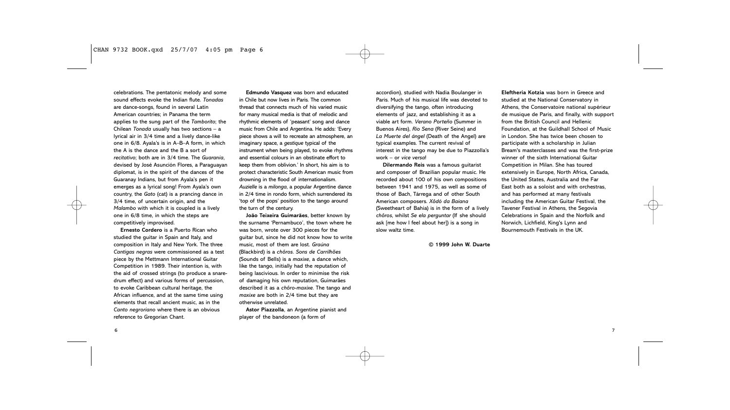celebrations. The pentatonic melody and some sound effects evoke the Indian flute. *Tonadas* are dance-songs, found in several Latin American countries; in Panama the term applies to the sung part of the *Tamborito*; the Chilean *Tonada* usually has two sections – a lyrical air in 3/4 time and a lively dance-like one in 6/8. Ayala's is in A–B–A form, in which the A is the dance and the B a sort of *recitativo*; both are in 3/4 time. The *Guarania*, devised by José Asunción Flores, a Paraguayan diplomat, is in the spirit of the dances of the Guaranay Indians, but from Ayala's pen it emerges as a lyrical song! From Ayala's own country, the *Gato* (cat) is a prancing dance in 3/4 time, of uncertain origin, and the *Malambo* with which it is coupled is a lively one in 6/8 time, in which the steps are competitively improvised.

**Ernesto Cordero** is a Puerto Rican who studied the guitar in Spain and Italy, and composition in Italy and New York. The three *Cantigas negras* were commissioned as a test piece by the Mettmann International Guitar Competition in 1989. Their intention is, with the aid of crossed strings (to produce a snare-drum effect) and various forms of percussion, to evoke Caribbean cultural heritage, the African influence, and at the same time using elements that recall ancient music, as in the *Canto negroriano* where there is an obvious reference to Gregorian Chant.

**Edmundo Vasquez** was born and educated in Chile but now lives in Paris. The common thread that connects much of his varied music for many musical media is that of melodic and rhythmic elements of 'peasant' song and dance music from Chile and Argentina. He adds: 'Every piece shows a will to recreate an atmosphere, an imaginary space, a *gestique* typical of the instrument when being played, to evoke rhythms and essential colours in an obstinate effort to keep them from oblivion.' In short, his aim is to protect characteristic South American music from drowning in the flood of internationalism. *Auzielle* is a *milonga*, a popular Argentine dance in 2/4 time in rondo form, which surrendered its 'top of the pops' position to the tango around the turn of the century.

**João Teixeira Guimarães**, better known by the surname 'Pernambuco', the town where he was born, wrote over 300 pieces for the guitar but, since he did not know how to write music, most of them are lost. *Graúna* (Blackbird) is a *chôros*. *Sons de Carrilhões* (Sounds of Bells) is a *maxixe*, a dance which, like the tango, initially had the reputation of being lascivious. In order to minimise the risk of damaging his own reputation, Guimarães described it as a *chôro-maxixe*. The tango and *maxixe* are both in 2/4 time but they are otherwise unrelated.

**Astor Piazzolla**, an Argentine pianist and player of the bandoneon (a form of accordion), studied with Nadia Boulanger in Paris. Much of his musical life was devoted to diversifying the tango, often introducing elements of jazz, and establishing it as a viable art form. *Verano Porteño* (Summer in Buenos Aires), *Rio Sena* (River Seine) and *La Muerte del ángel* (Death of the Angel) are typical examples. The current revival of interest in the tango may be due to Piazzolla's work – or *vice versa*!

**Dilermando Reis** was a famous guitarist and composer of Brazilian popular music. He recorded about 100 of his own compositions between 1941 and 1975, as well as some of those of Bach, Tárrega and of other South American composers. *Xôdó da Baiana* (Sweetheart of Bahia) is in the form of a lively *chôros*, whilst *Se ela perguntar* (If she should ask [me how I feel about her]) is a song in slow waltz time.

**© 1999 John W. Duarte**

**Eleftheria Kotzia** was born in Greece and studied at the National Conservatory in Athens, the Conservatoire national supérieur de musique de Paris, and finally, with support from the British Council and Hellenic Foundation, at the Guildhall School of Music in London. She has twice been chosen to participate with a scholarship in Julian Bream's masterclasses and was the first-prize winner of the sixth International Guitar Competition in Milan. She has toured extensively in Europe, North Africa, Canada, the United States, Australia and the Far East both as a soloist and with orchestras, and has performed at many festivals including the American Guitar Festival, the Tavener Festival in Athens, the Segovia Celebrations in Spain and the Norfolk and Norwich, Lichfield, King's Lynn and Bournemouth Festivals in the UK.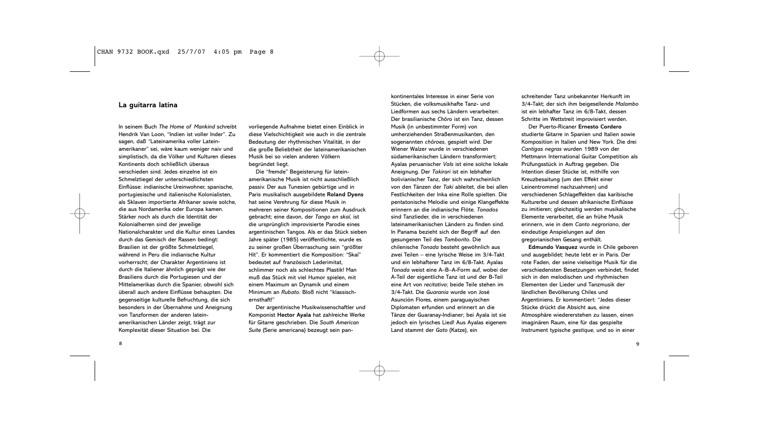## La guitarra latina

In seinem Buch *The Home of Mankind* schreibt Hendrik Van Loon, "Indien ist voller Inder". Zu sagen, daß "Lateinamerika voller Lateinamerikaner" sei, wäre kaum weniger naiv und simplistisch, da die Völker und Kulturen dieses Kontinents doch schließlich überaus verschieden sind. Jedes einzelne ist ein Schmelztiegel der unterschiedlichsten Einflüsse: indianische Ureinwohner, spanische, portugiesische und italienische Kolonialisten, als Sklaven importierte Afrikaner sowie solche, die aus Nordamerika oder Europa kamen. Stärker noch als durch die Identität der Kolonialherren sind der jeweilige Nationalcharakter und die Kultur eines Landes durch das Gemisch der Rassen bedingt: Brasilien ist der größte Schmelztiegel, während in Peru die indianische Kultur vorherrscht; der Charakter Argentiniens ist durch die Italiener ähnlich geprägt wie der Brasiliens durch die Portugiesen und der Mittelamerikas durch die Spanier, obwohl sich überall auch andere Einflüsse behaupten. Die gegenseitige kulturelle Befruchtung, die sich besonders in der Übernahme und Aneignung von Tanzformen der anderen lateinamerikanischen Länder zeigt, trägt zur Komplexität dieser Situation bei. Die vorliegende Aufnahme bietet einen Einblick in diese Vielschichtigkeit wie auch in die zentrale Bedeutung der rhythmischen Vitalität, in der die große Beliebtheit der lateinamerikanischen Musik bei so vielen anderen Völkern begründet liegt.

Die "fremde" Begeisterung für lateinamerikanische Musik ist nicht ausschließlich passiv. Der aus Tunesien gebürtige und in Paris musikalisch ausgebildete **Roland Dyens** hat seine Verehrung für diese Musik in mehreren seiner Kompositionen zum Ausdruck gebracht; eine davon, der *Tango en skaï*, ist die ursprünglich improvisierte Parodie eines argentinischen Tangos. Als er das Stück sieben Jahre später (1985) veröffentlichte, wurde es zu seiner großen Überraschung sein "größter Hit". Er kommentiert die Komposition: "Skaï" bedeutet auf französisch Lederimitat, schlimmer noch als schlechtes Plastik! Man muß das Stück mit viel Humor spielen, mit einem Maximum an Dynamik und einem Minimum an *Rubato*. Bloß nicht "klassisch-ernsthaft!"

Der argentinische Musikwissenschaftler und Komponist **Hector Ayala** hat zahlreiche Werke für Gitarre geschrieben. Die *South American Suite* (Serie americana) bezeugt sein pan-kontinentales Interesse in einer Serie von Stücken, die volksmusikhafte Tanz- und Liedformen aus sechs Ländern verarbeiten: Der brasilianische *Chôro* ist ein Tanz, dessen Musik (in unbestimmter Form) von umherziehenden Straßenmusikanten, den sogenannten *chôroes*, gespielt wird. Der Wiener Walzer wurde in verschiedenen südamerikanischen Ländern transformiert; Ayalas peruanischer *Vals* ist eine solche lokale Aneignung. Der *Takirari* ist ein lebhafter bolivianischer Tanz, der sich wahrscheinlich von den Tänzen der *Taki* ableitet, die bei allen Festlichkeiten der Inka eine Rolle spielten. Die pentatonische Melodie und einige Klangeffekte erinnern an die indianische Flöte. *Tonados* sind Tanzlieder, die in verschiedenen lateinamerikanischen Ländern zu finden sind. In Panama bezieht sich der Begriff auf den gesungenen Teil des *Tamborito*. Die chilenische *Tonada* besteht gewöhnlich aus zwei Teilen – eine lyrische Weise im 3/4-Takt und ein lebhafterer Tanz im 6/8-Takt. Ayalas *Tonada* weist eine A–B–A-Form auf, wobei der A-Teil der eigentliche Tanz ist und der B-Teil eine Art von *recitativo*; beide Teile stehen im 3/4-Takt. Die *Guarania* wurde von José Asunción Flores, einem paraguayischen Diplomaten erfunden und erinnert an die Tänze der Guaranay-Indianer; bei Ayala ist sie jedoch ein lyrisches Lied! Aus Ayalas eigenem Land stammt der *Gato* (Katze), ein schreitender Tanz unbekannter Herkunft im 3/4-Takt; der sich ihm beigesellende *Malambo* ist ein lebhafter Tanz im 6/8-Takt, dessen Schritte im Wettstreit improvisiert werden.

Der Puerto-Ricaner **Ernesto Cordero** studierte Gitarre in Spanien und Italien sowie Komposition in Italien und New York. Die drei *Cantigas negras* wurden 1989 von der Mettmann International Guitar Competition als Prüfungsstück in Auftrag gegeben. Die Intention dieser Stücke ist, mithilfe von Kreuzbesaitung (um den Effekt einer Leinentrommel nachzuahmen) und verschiedenen Schlageffekten das karibische Kulturerbe und dessen afrikanische Einflüsse zu imitieren; gleichzeitig werden musikalische Elemente verarbeitet, die an frühe Musik erinnern, wie in dem *Canto negroriano*, der eindeutige Anspielungen auf den gregorianischen Gesang enthält.

**Edmundo Vasquez** wurde in Chile geboren und ausgebildet; heute lebt er in Paris. Der rote Faden, der seine vielseitige Musik für die verschiedensten Besetzungen verbindet, findet sich in den melodischen und rhythmischen Elementen der Lieder und Tanzmusik der ländlichen Bevölkerung Chiles und Argentiniens. Er kommentiert: "Jedes dieser Stücke drückt die Absicht aus, eine Atmosphäre wiedererstehen zu lassen, einen imaginären Raum, eine für das gespielte Instrument typische *gestique*, und so in einer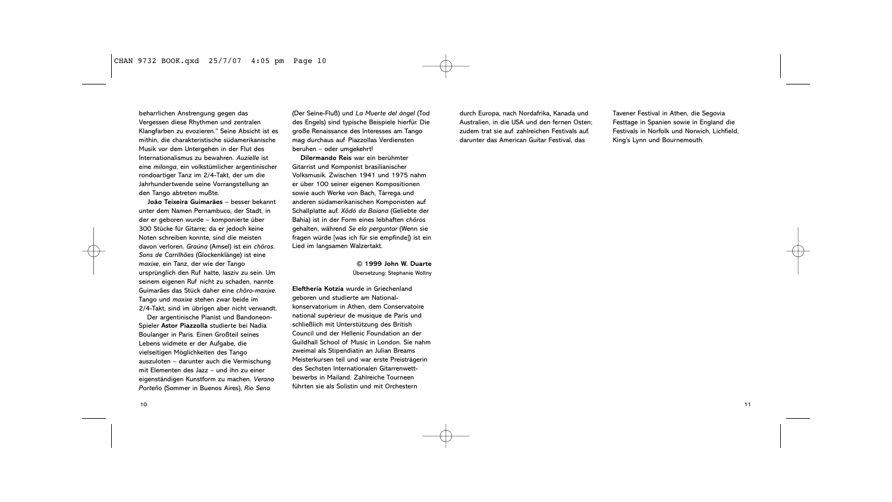beharrlichen Anstrengung gegen das Vergessen diese Rhythmen und zentralen Klangfarben zu evozieren." Seine Absicht ist es mithin, die charakteristische südamerikanische Musik vor dem Untergehen in der Flut des Internationalismus zu bewahren. *Auzielle* ist eine *milonga*, ein volkstümlicher argentinischer rondoartiger Tanz im 2/4-Takt, der um die Jahrhundertwende seine Vorrangstellung an den Tango abtreten mußte.

**João Teixeira Guimarães** – besser bekannt unter dem Namen Pernambuco, der Stadt, in der er geboren wurde – komponierte über 300 Stücke für Gitarre; da er jedoch keine Noten schreiben konnte, sind die meisten davon verloren. *Graúna* (Amsel) ist ein *chôros*. *Sons de Carrilhões* (Glockenklänge) ist eine *maxixe*, ein Tanz, der wie der Tango ursprünglich den Ruf hatte, lasziv zu sein. Um seinem eigenen Ruf nicht zu schaden, nannte Guimarães das Stück daher eine *chôro-maxixe*. Tango und *maxixe* stehen zwar beide im 2/4-Takt, sind im übrigen aber nicht verwandt.

Der argentinische Pianist und Bandoneon-Spieler **Astor Piazzolla** studierte bei Nadia Boulanger in Paris. Einen Großteil seines Lebens widmete er der Aufgabe, die vielseitigen Möglichkeiten des Tango auszuloten – darunter auch die Vermischung mit Elementen des Jazz – und ihn zu einer eigenständigen Kunstform zu machen. *Verano Porteño* (Sommer in Buenos Aires), *Rio Sena* (Der Seine-Fluß) und *La Muerte del ángel* (Tod des Engels) sind typische Beispiele hierfür. Die große Renaissance des Interesses am Tango mag durchaus auf Piazzollas Verdiensten beruhen – oder umgekehrt!

**Dilermando Reis** war ein berühmter Gitarrist und Komponist brasilianischer Volksmusik. Zwischen 1941 und 1975 nahm er über 100 seiner eigenen Kompositionen sowie auch Werke von Bach, Tárrega und anderen südamerikanischen Komponisten auf Schallplatte auf. *Xôdó da Baiana* (Geliebte der Bahia) ist in der Form eines lebhaften *chôros* gehalten, während *Se ela perguntar* (Wenn sie fragen würde [was ich für sie empfinde]) ist ein Lied im langsamen Walzertakt.

**© 1999 John W. Duarte**
Übersetzung: Stephanie Wollny

**Eleftheria Kotzia** wurde in Griechenland geboren und studierte am Nationalkonservatorium in Athen, dem Conservatoire national supérieur de musique de Paris und schließlich mit Unterstützung des British Council und der Hellenic Foundation an der Guildhall School of Music in London. Sie nahm zweimal als Stipendiatin an Julian Breams Meisterkursen teil und war erste Preisträgerin des Sechsten Internationalen Gitarrenwettbewerbs in Mailand. Zahlreiche Tourneen führten sie als Solistin und mit Orchestern durch Europa, nach Nordafrika, Kanada und Australien, in die USA und den fernen Osten; zudem trat sie auf zahlreichen Festivals auf, darunter das American Guitar Festival, das Tavener Festival in Athen, die Segovia Festtage in Spanien sowie in England die Festivals in Norfolk und Norwich, Lichfield, King's Lynn und Bournemouth.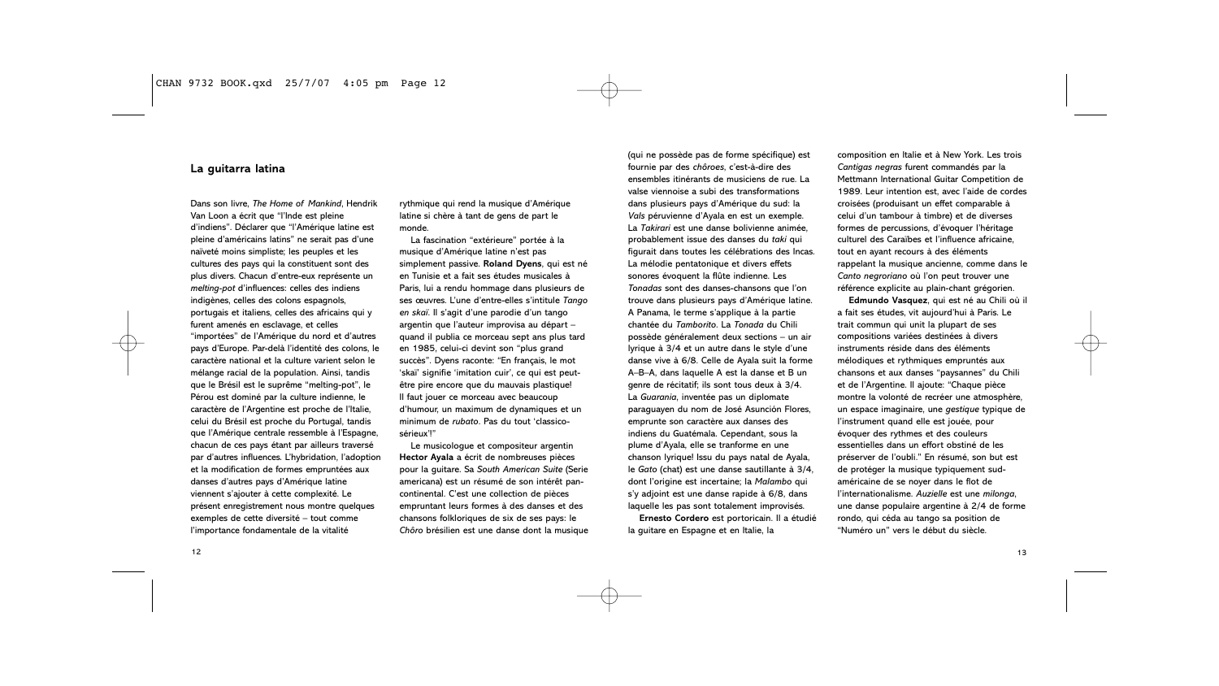## La guitarra latina

Dans son livre, *The Home of Mankind*, Hendrik Van Loon a écrit que "l'Inde est pleine d'indiens". Déclarer que "l'Amérique latine est pleine d'américains latins" ne serait pas d'une naïveté moins simpliste; les peuples et les cultures des pays qui la constituent sont des plus divers. Chacun d'entre-eux représente un *melting-pot* d'influences: celles des indiens indigènes, celles des colons espagnols, portugais et italiens, celles des africains qui y furent amenés en esclavage, et celles "importées" de l'Amérique du nord et d'autres pays d'Europe. Par-delà l'identité des colons, le caractère national et la culture varient selon le mélange racial de la population. Ainsi, tandis que le Brésil est le suprême "melting-pot", le Pérou est dominé par la culture indienne, le caractère de l'Argentine est proche de l'Italie, celui du Brésil est proche du Portugal, tandis que l'Amérique centrale ressemble à l'Espagne, chacun de ces pays étant par ailleurs traversé par d'autres influences. L'hybridation, l'adoption et la modification de formes empruntées aux danses d'autres pays d'Amérique latine viennent s'ajouter à cette complexité. Le présent enregistrement nous montre quelques exemples de cette diversité – tout comme l'importance fondamentale de la vitalité rythmique qui rend la musique d'Amérique latine si chère à tant de gens de part le monde.

La fascination "extérieure" portée à la musique d'Amérique latine n'est pas simplement passive. **Roland Dyens**, qui est né en Tunisie et a fait ses études musicales à Paris, lui a rendu hommage dans plusieurs de ses œuvres. L'une d'entre-elles s'intitule *Tango en skaï*. Il s'agit d'une parodie d'un tango argentin que l'auteur improvisa au départ – quand il publia ce morceau sept ans plus tard en 1985, celui-ci devint son "plus grand succès". Dyens raconte: "En français, le mot 'skaï' signifie 'imitation cuir', ce qui est peut-être pire encore que du mauvais plastique! Il faut jouer ce morceau avec beaucoup d'humour, un maximum de dynamiques et un minimum de *rubato*. Pas du tout 'classico-sérieux'!"

Le musicologue et compositeur argentin **Hector Ayala** a écrit de nombreuses pièces pour la guitare. Sa *South American Suite* (Serie americana) est un résumé de son intérêt pan-continental. C'est une collection de pièces empruntant leurs formes à des danses et des chansons folkloriques de six de ses pays: le *Chôro* brésilien est une danse dont la musique (qui ne possède pas de forme spécifique) est fournie par des *chôroes*, c'est-à-dire des ensembles itinérants de musiciens de rue. La valse viennoise a subi des transformations dans plusieurs pays d'Amérique du sud: la *Vals* péruvienne d'Ayala en est un exemple. La *Takirari* est une danse bolivienne animée, probablement issue des danses du *taki* qui figurait dans toutes les célébrations des Incas. La mélodie pentatonique et divers effets sonores évoquent la flûte indienne. Les *Tonadas* sont des danses-chansons que l'on trouve dans plusieurs pays d'Amérique latine. A Panama, le terme s'applique à la partie chantée du *Tamborito*. La *Tonada* du Chili possède généralement deux sections – un air lyrique à 3/4 et un autre dans le style d'une danse vive à 6/8. Celle de Ayala suit la forme A–B–A, dans laquelle A est la danse et B un genre de récitatif; ils sont tous deux à 3/4. La *Guarania*, inventée pas un diplomate paraguayen du nom de José Asunción Flores, emprunte son caractère aux danses des indiens du Guatémala. Cependant, sous la plume d'Ayala, elle se tranforme en une chanson lyrique! Issu du pays natal de Ayala, le *Gato* (chat) est une danse sautillante à 3/4, dont l'origine est incertaine; la *Malambo* qui s'y adjoint est une danse rapide à 6/8, dans laquelle les pas sont totalement improvisés.

**Ernesto Cordero** est portoricain. Il a étudié la guitare en Espagne et en Italie, la composition en Italie et à New York. Les trois *Cantigas negras* furent commandés par la Mettmann International Guitar Competition de 1989. Leur intention est, avec l'aide de cordes croisées (produisant un effet comparable à celui d'un tambour à timbre) et de diverses formes de percussions, d'évoquer l'héritage culturel des Caraïbes et l'influence africaine, tout en ayant recours à des éléments rappelant la musique ancienne, comme dans le *Canto negroriano* où l'on peut trouver une référence explicite au plain-chant grégorien.

**Edmundo Vasquez**, qui est né au Chili où il a fait ses études, vit aujourd'hui à Paris. Le trait commun qui unit la plupart de ses compositions variées destinées à divers instruments réside dans des éléments mélodiques et rythmiques empruntés aux chansons et aux danses "paysannes" du Chili et de l'Argentine. Il ajoute: "Chaque pièce montre la volonté de recréer une atmosphère, un espace imaginaire, une *gestique* typique de l'instrument quand elle est jouée, pour évoquer des rythmes et des couleurs essentielles dans un effort obstiné de les préserver de l'oubli." En résumé, son but est de protéger la musique typiquement sud-américaine de se noyer dans le flot de l'internationalisme. *Auzielle* est une *milonga*, une danse populaire argentine à 2/4 de forme rondo, qui céda au tango sa position de "Numéro un" vers le début du siècle.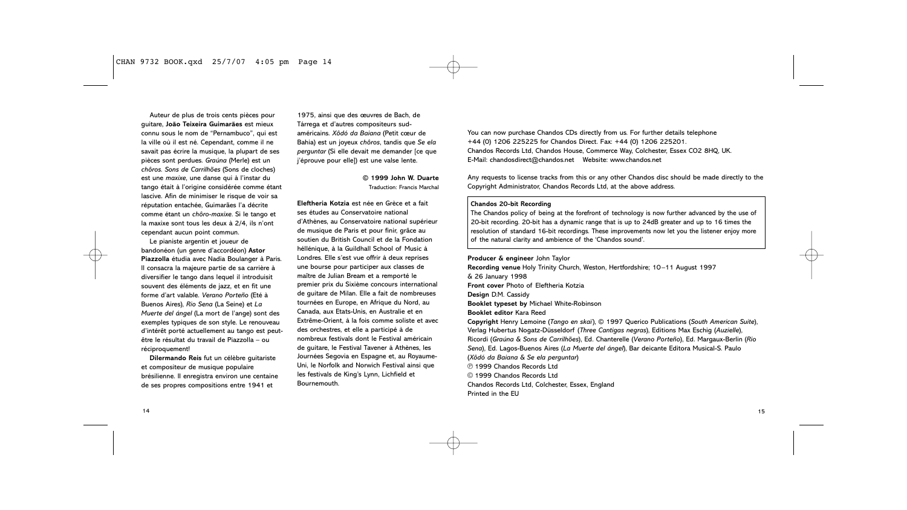Auteur de plus de trois cents pièces pour guitare, **João Teixeira Guimarães** est mieux connu sous le nom de "Pernambuco", qui est la ville où il est né. Cependant, comme il ne savait pas écrire la musique, la plupart de ses pièces sont perdues. *Graúna* (Merle) est un *chôros*. *Sons de Carrilhões* (Sons de cloches) est une *maxixe*, une danse qui à l'instar du tango était à l'origine considérée comme étant lascive. Afin de minimiser le risque de voir sa réputation entachée, Guimarães l'a décrite comme étant un *chôro-maxixe*. Si le tango et la maxixe sont tous les deux à 2/4, ils n'ont cependant aucun point commun.

Le pianiste argentin et joueur de bandonéon (un genre d'accordéon) **Astor Piazzolla** étudia avec Nadia Boulanger à Paris. Il consacra la majeure partie de sa carrière à diversifier le tango dans lequel il introduisit souvent des éléments de jazz, et en fit une forme d'art valable. *Verano Porteño* (Eté à Buenos Aires), *Rio Sena* (La Seine) et *La Muerte del ángel* (La mort de l'ange) sont des exemples typiques de son style. Le renouveau d'intérêt porté actuellement au tango est peut-être le résultat du travail de Piazzolla – ou réciproquement!

**Dilermando Reis** fut un célèbre guitariste et compositeur de musique populaire brésilienne. Il enregistra environ une centaine de ses propres compositions entre 1941 et 1975, ainsi que des œuvres de Bach, de Tàrrega et d'autres compositeurs sud-américains. *Xôdó da Baiana* (Petit cœur de Bahia) est un joyeux *chôros*, tandis que *Se ela perguntar* (Si elle devait me demander [ce que j'éprouve pour elle]) est une valse lente.

**© 1999 John W. Duarte**
Traduction: Francis Marchal

**Eleftheria Kotzia** est née en Grèce et a fait ses études au Conservatoire national d'Athènes, au Conservatoire national supérieur de musique de Paris et pour finir, grâce au soutien du British Council et de la Fondation héllénique, à la Guildhall School of Music à Londres. Elle s'est vue offrir à deux reprises une bourse pour participer aux classes de maître de Julian Bream et a remporté le premier prix du Sixième concours international de guitare de Milan. Elle a fait de nombreuses tournées en Europe, en Afrique du Nord, au Canada, aux Etats-Unis, en Australie et en Extrême-Orient, à la fois comme soliste et avec des orchestres, et elle a participé à de nombreux festivals dont le Festival américain de guitare, le Festival Tavener à Athènes, les Journées Segovia en Espagne et, au Royaume-Uni, le Norfolk and Norwich Festival ainsi que les festivals de King's Lynn, Lichfield et Bournemouth.

You can now purchase Chandos CDs directly from us. For further details telephone +44 (0) 1206 225225 for Chandos Direct. Fax: +44 (0) 1206 225201.
Chandos Records Ltd, Chandos House, Commerce Way, Colchester, Essex CO2 8HQ, UK.
E-Mail: chandosdirect@chandos.net Website: www.chandos.net

Any requests to license tracks from this or any other Chandos disc should be made directly to the Copyright Administrator, Chandos Records Ltd, at the above address.

**Chandos 20-bit Recording**
The Chandos policy of being at the forefront of technology is now further advanced by the use of 20-bit recording. 20-bit has a dynamic range that is up to 24dB greater and up to 16 times the resolution of standard 16-bit recordings. These improvements now let you the listener enjoy more of the natural clarity and ambience of the 'Chandos sound'.

**Producer & engineer** John Taylor
**Recording venue** Holy Trinity Church, Weston, Hertfordshire; 10–11 August 1997 & 26 January 1998
**Front cover** Photo of Eleftheria Kotzia
**Design** D.M. Cassidy
**Booklet typeset by** Michael White-Robinson
**Booklet editor** Kara Reed
**Copyright** Henry Lemoine (*Tango en skaï*), © 1997 Querico Publications (*South American Suite*), Verlag Hubertus Nogatz-Düsseldorf (*Three Cantigas negras*), Editions Max Eschig (*Auzielle*), Ricordi (*Graúna & Sons de Carrilhões*), Ed. Chanterelle (*Verano Porteño*), Ed. Margaux-Berlin (*Rio Sena*), Ed. Lagos-Buenos Aires (*La Muerte del ángel*), Bar deicante Editora Musical-S. Paulo (*Xôdó da Baiana & Se ela perguntar*)
℗ 1999 Chandos Records Ltd
© 1999 Chandos Records Ltd
Chandos Records Ltd, Colchester, Essex, England
Printed in the EU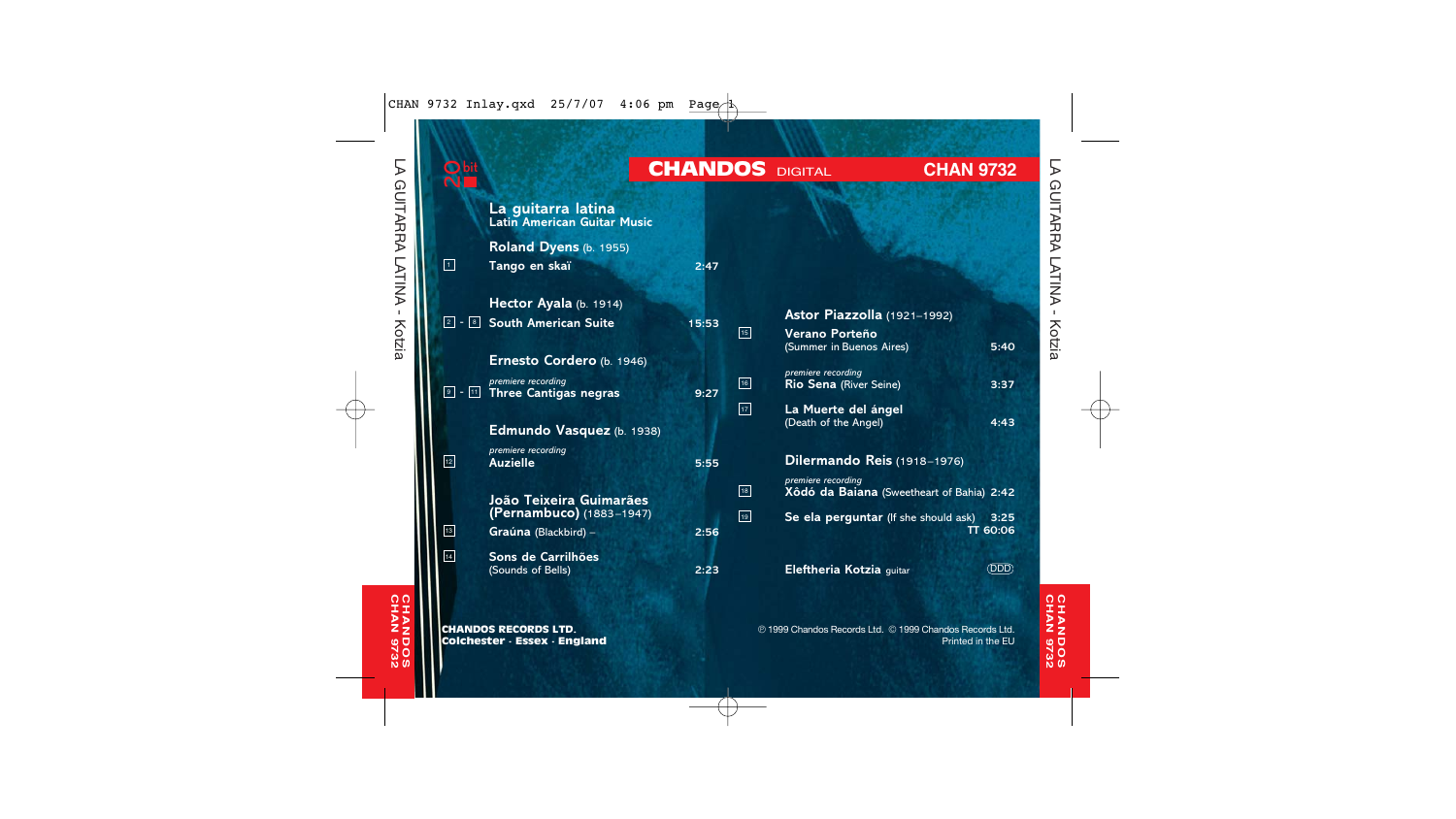**CHANDOS** DIGITAL **CHAN 9732**

# La guitarra latina

**Latin American Guitar Music**

**Roland Dyens** (b. 1955)

| | | |
|---|---|---|
| 1 | **Tango en skaï** | 2:47 |

**Hector Ayala** (b. 1914)

| | | |
|---|---|---|
| 2 - 8 | **South American Suite** | 15:53 |

**Ernesto Cordero** (b. 1946)

| | | |
|---|---|---|
| 9 - 11 | *premiere recording* **Three Cantigas negras** | 9:27 |

**Edmundo Vasquez** (b. 1938)

| | | |
|---|---|---|
| 12 | *premiere recording* **Auzielle** | 5:55 |

**João Teixeira Guimarães (Pernambuco)** (1883–1947)

| | | |
|---|---|---|
| 13 | **Graúna** (Blackbird) – | 2:56 |
| 14 | **Sons de Carrilhões** (Sounds of Bells) | 2:23 |

**Astor Piazzolla** (1921–1992)

| | | |
|---|---|---|
| 15 | **Verano Porteño** (Summer in Buenos Aires) | 5:40 |
| 16 | *premiere recording* **Rio Sena** (River Seine) | 3:37 |
| 17 | **La Muerte del ángel** (Death of the Angel) | 4:43 |

**Dilermando Reis** (1918–1976)

| | | |
|---|---|---|
| 18 | *premiere recording* **Xódó da Baiana** (Sweetheart of Bahia) | 2:42 |
| 19 | **Se ela perguntar** (If she should ask) | 3:25 |

TT 60:06

**Eleftheria Kotzia** guitar

DDD

**CHANDOS RECORDS LTD.**
**Colchester · Essex · England**

℗ 1999 Chandos Records Ltd. © 1999 Chandos Records Ltd.
Printed in the EU

LA GUITARRA LATINA - Kotzia

CHANDOS CHAN 9732